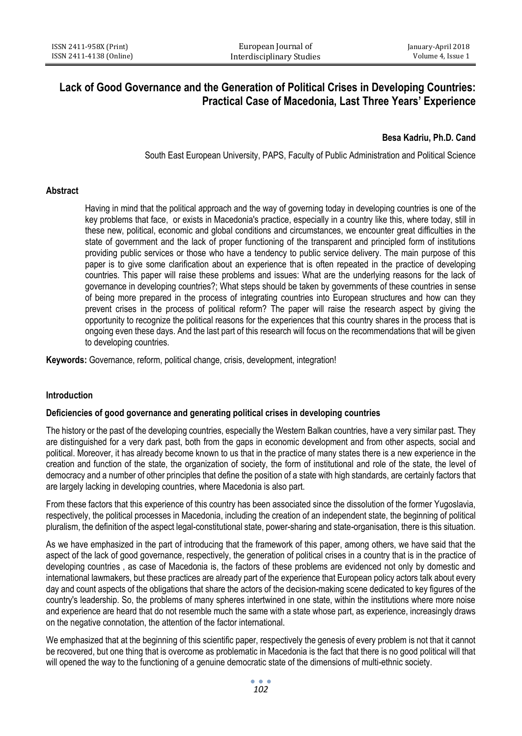# Lack of Good Governance and the Generation of Political Crises in Developing Countries: Practical Case of Macedonia, Last Three Years' Experience

**Besa Kadriu, Ph.D. Cand**

South East European University, PAPS, Faculty of Public Administration and Political Science

## Abstract

Having in mind that the political approach and the way of governing today in developing countries is one of the key problems that face, or exists in Macedonia's practice, especially in a country like this, where today, still in these new, political, economic and global conditions and circumstances, we encounter great difficulties in the state of government and the lack of proper functioning of the transparent and principled form of institutions providing public services or those who have a tendency to public service delivery. The main purpose of this paper is to give some clarification about an experience that is often repeated in the practice of developing countries. This paper will raise these problems and issues: What are the underlying reasons for the lack of governance in developing countries?; What steps should be taken by governments of these countries in sense of being more prepared in the process of integrating countries into European structures and how can they prevent crises in the process of political reform? The paper will raise the research aspect by giving the opportunity to recognize the political reasons for the experiences that this country shares in the process that is ongoing even these days. And the last part of this research will focus on the recommendations that will be given to developing countries.

**Keywords:** Governance, reform, political change, crisis, development, integration!

## Introduction

### Deficiencies of good governance and generating political crises in developing countries

The history or the past of the developing countries, especially the Western Balkan countries, have a very similar past. They are distinguished for a very dark past, both from the gaps in economic development and from other aspects, social and political. Moreover, it has already become known to us that in the practice of many states there is a new experience in the creation and function of the state, the organization of society, the form of institutional and role of the state, the level of democracy and a number of other principles that define the position of a state with high standards, are certainly factors that are largely lacking in developing countries, where Macedonia is also part.

From these factors that this experience of this country has been associated since the dissolution of the former Yugoslavia, respectively, the political processes in Macedonia, including the creation of an independent state, the beginning of political pluralism, the definition of the aspect legal-constitutional state, power-sharing and state-organisation, there is this situation.

As we have emphasized in the part of introducing that the framework of this paper, among others, we have said that the aspect of the lack of good governance, respectively, the generation of political crises in a country that is in the practice of developing countries , as case of Macedonia is, the factors of these problems are evidenced not only by domestic and international lawmakers, but these practices are already part of the experience that European policy actors talk about every day and count aspects of the obligations that share the actors of the decision-making scene dedicated to key figures of the country's leadership. So, the problems of many spheres intertwined in one state, within the institutions where more noise and experience are heard that do not resemble much the same with a state whose part, as experience, increasingly draws on the negative connotation, the attention of the factor international.

We emphasized that at the beginning of this scientific paper, respectively the genesis of every problem is not that it cannot be recovered, but one thing that is overcome as problematic in Macedonia is the fact that there is no good political will that will opened the way to the functioning of a genuine democratic state of the dimensions of multi-ethnic society.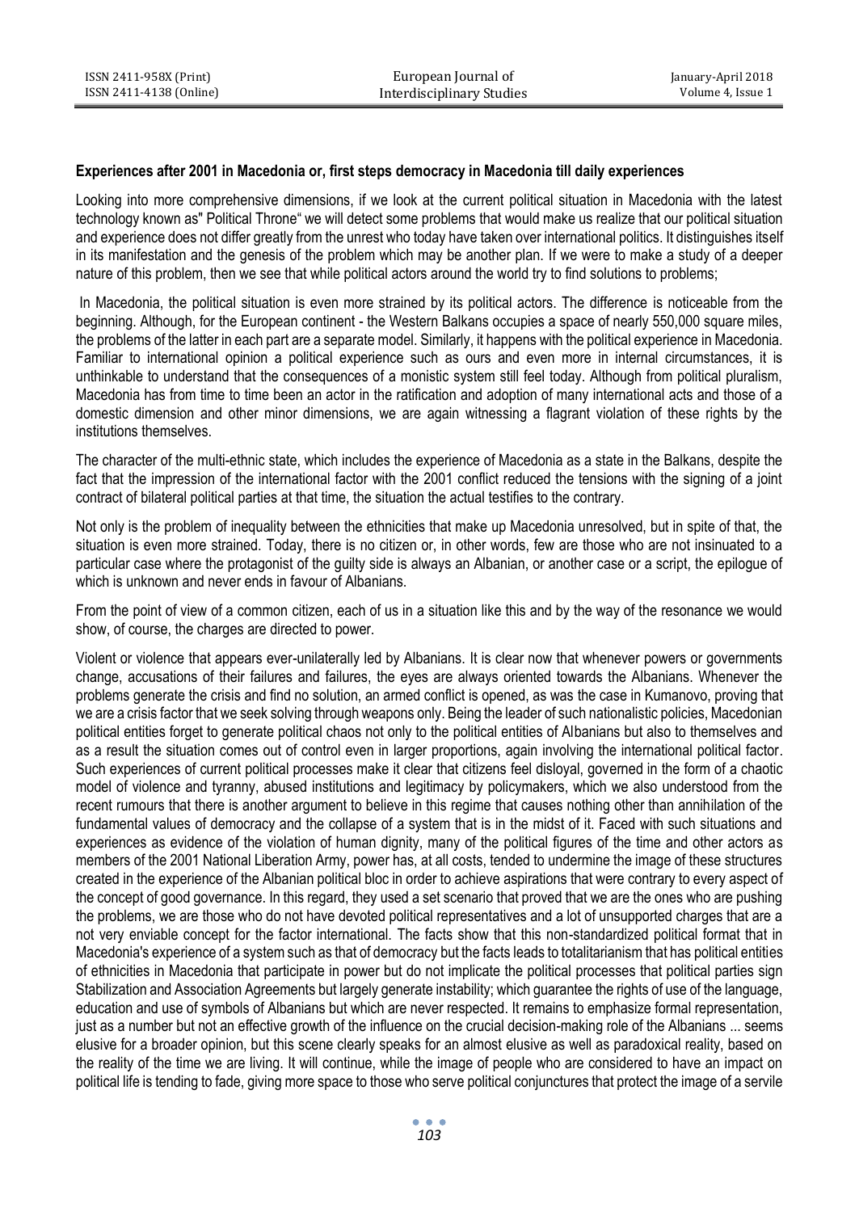**Experiences after 2001 in Macedonia or, first steps democracy in Macedonia till daily experiences**

Looking into more comprehensive dimensions, if we look at the current political situation in Macedonia with the latest technology known as" Political Throne" we will detect some problems that would make us realize that our political situation and experience does not differ greatly from the unrest who today have taken over international politics. It distinguishes itself in its manifestation and the genesis of the problem which may be another plan. If we were to make a study of a deeper nature of this problem, then we see that while political actors around the world try to find solutions to problems;

In Macedonia, the political situation is even more strained by its political actors. The difference is noticeable from the beginning. Although, for the European continent - the Western Balkans occupies a space of nearly 550,000 square miles, the problems of the latter in each part are a separate model. Similarly, it happens with the political experience in Macedonia. Familiar to international opinion a political experience such as ours and even more in internal circumstances, it is unthinkable to understand that the consequences of a monistic system still feel today. Although from political pluralism, Macedonia has from time to time been an actor in the ratification and adoption of many international acts and those of a domestic dimension and other minor dimensions, we are again witnessing a flagrant violation of these rights by the institutions themselves.

The character of the multi-ethnic state, which includes the experience of Macedonia as a state in the Balkans, despite the fact that the impression of the international factor with the 2001 conflict reduced the tensions with the signing of a joint contract of bilateral political parties at that time, the situation the actual testifies to the contrary.

Not only is the problem of inequality between the ethnicities that make up Macedonia unresolved, but in spite of that, the situation is even more strained. Today, there is no citizen or, in other words, few are those who are not insinuated to a particular case where the protagonist of the guilty side is always an Albanian, or another case or a script, the epilogue of which is unknown and never ends in favour of Albanians.

From the point of view of a common citizen, each of us in a situation like this and by the way of the resonance we would show, of course, the charges are directed to power.

Violent or violence that appears ever-unilaterally led by Albanians. It is clear now that whenever powers or governments change, accusations of their failures and failures, the eyes are always oriented towards the Albanians. Whenever the problems generate the crisis and find no solution, an armed conflict is opened, as was the case in Kumanovo, proving that we are a crisis factor that we seek solving through weapons only. Being the leader of such nationalistic policies, Macedonian political entities forget to generate political chaos not only to the political entities of Albanians but also to themselves and as a result the situation comes out of control even in larger proportions, again involving the international political factor. Such experiences of current political processes make it clear that citizens feel disloyal, governed in the form of a chaotic model of violence and tyranny, abused institutions and legitimacy by policymakers, which we also understood from the recent rumours that there is another argument to believe in this regime that causes nothing other than annihilation of the fundamental values of democracy and the collapse of a system that is in the midst of it. Faced with such situations and experiences as evidence of the violation of human dignity, many of the political figures of the time and other actors as members of the 2001 National Liberation Army, power has, at all costs, tended to undermine the image of these structures created in the experience of the Albanian political bloc in order to achieve aspirations that were contrary to every aspect of the concept of good governance. In this regard, they used a set scenario that proved that we are the ones who are pushing the problems, we are those who do not have devoted political representatives and a lot of unsupported charges that are a not very enviable concept for the factor international. The facts show that this non-standardized political format that in Macedonia's experience of a system such as that of democracy but the facts leads to totalitarianism that has political entities of ethnicities in Macedonia that participate in power but do not implicate the political processes that political parties sign Stabilization and Association Agreements but largely generate instability; which guarantee the rights of use of the language, education and use of symbols of Albanians but which are never respected. It remains to emphasize formal representation, just as a number but not an effective growth of the influence on the crucial decision-making role of the Albanians ... seems elusive for a broader opinion, but this scene clearly speaks for an almost elusive as well as paradoxical reality, based on the reality of the time we are living. It will continue, while the image of people who are considered to have an impact on political life is tending to fade, giving more space to those who serve political conjunctures that protect the image of a servile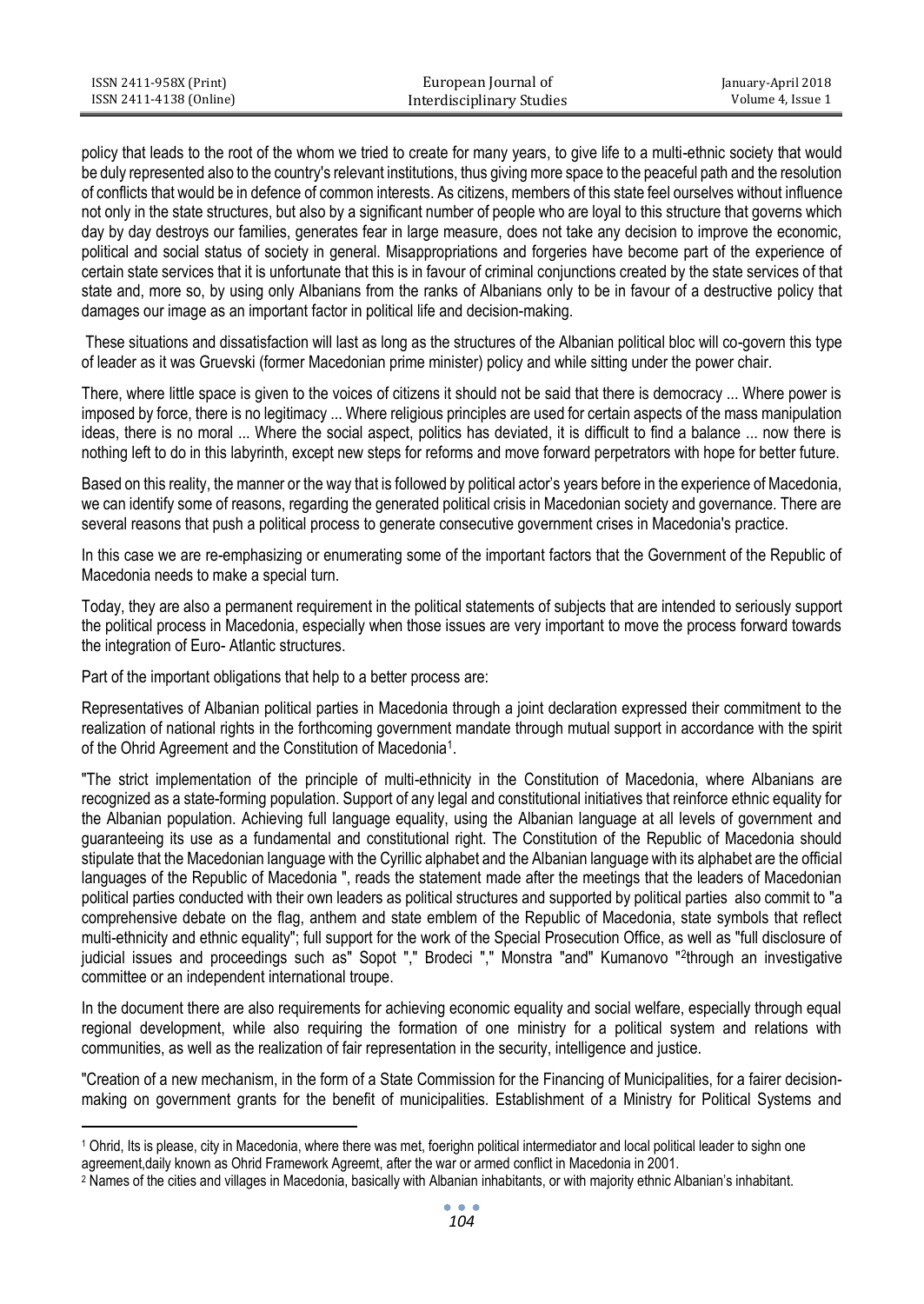policy that leads to the root of the whom we tried to create for many years, to give life to a multi-ethnic society that would be duly represented also to the country's relevant institutions, thus giving more space to the peaceful path and the resolution of conflicts that would be in defence of common interests. As citizens, members of this state feel ourselves without influence not only in the state structures, but also by a significant number of people who are loyal to this structure that governs which day by day destroys our families, generates fear in large measure, does not take any decision to improve the economic, political and social status of society in general. Misappropriations and forgeries have become part of the experience of certain state services that it is unfortunate that this is in favour of criminal conjunctions created by the state services of that state and, more so, by using only Albanians from the ranks of Albanians only to be in favour of a destructive policy that damages our image as an important factor in political life and decision-making.

These situations and dissatisfaction will last as long as the structures of the Albanian political bloc will co-govern this type of leader as it was Gruevski (former Macedonian prime minister) policy and while sitting under the power chair.

There, where little space is given to the voices of citizens it should not be said that there is democracy ... Where power is imposed by force, there is no legitimacy ... Where religious principles are used for certain aspects of the mass manipulation ideas, there is no moral ... Where the social aspect, politics has deviated, it is difficult to find a balance ... now there is nothing left to do in this labyrinth, except new steps for reforms and move forward perpetrators with hope for better future.

Based on this reality, the manner or the way that is followed by political actor's years before in the experience of Macedonia, we can identify some of reasons, regarding the generated political crisis in Macedonian society and governance. There are several reasons that push a political process to generate consecutive government crises in Macedonia's practice.

In this case we are re-emphasizing or enumerating some of the important factors that the Government of the Republic of Macedonia needs to make a special turn.

Today, they are also a permanent requirement in the political statements of subjects that are intended to seriously support the political process in Macedonia, especially when those issues are very important to move the process forward towards the integration of Euro- Atlantic structures.

Part of the important obligations that help to a better process are:

Representatives of Albanian political parties in Macedonia through a joint declaration expressed their commitment to the realization of national rights in the forthcoming government mandate through mutual support in accordance with the spirit of the Ohrid Agreement and the Constitution of Macedonia[1].

"The strict implementation of the principle of multi-ethnicity in the Constitution of Macedonia, where Albanians are recognized as a state-forming population. Support of any legal and constitutional initiatives that reinforce ethnic equality for the Albanian population. Achieving full language equality, using the Albanian language at all levels of government and guaranteeing its use as a fundamental and constitutional right. The Constitution of the Republic of Macedonia should stipulate that the Macedonian language with the Cyrillic alphabet and the Albanian language with its alphabet are the official languages of the Republic of Macedonia ", reads the statement made after the meetings that the leaders of Macedonian political parties conducted with their own leaders as political structures and supported by political parties also commit to "a comprehensive debate on the flag, anthem and state emblem of the Republic of Macedonia, state symbols that reflect multi-ethnicity and ethnic equality"; full support for the work of the Special Prosecution Office, as well as "full disclosure of judicial issues and proceedings such as" Sopot "," Brodeci "," Monstra "and" Kumanovo "[2]through an investigative committee or an independent international troupe.

In the document there are also requirements for achieving economic equality and social welfare, especially through equal regional development, while also requiring the formation of one ministry for a political system and relations with communities, as well as the realization of fair representation in the security, intelligence and justice.

"Creation of a new mechanism, in the form of a State Commission for the Financing of Municipalities, for a fairer decision-making on government grants for the benefit of municipalities. Establishment of a Ministry for Political Systems and

---

[1] Ohrid, Its is please, city in Macedonia, where there was met, foerighn political intermediator and local political leader to sighn one agreement,daily known as Ohrid Framework Agreemt, after the war or armed conflict in Macedonia in 2001.

[2] Names of the cities and villages in Macedonia, basically with Albanian inhabitants, or with majority ethnic Albanian's inhabitant.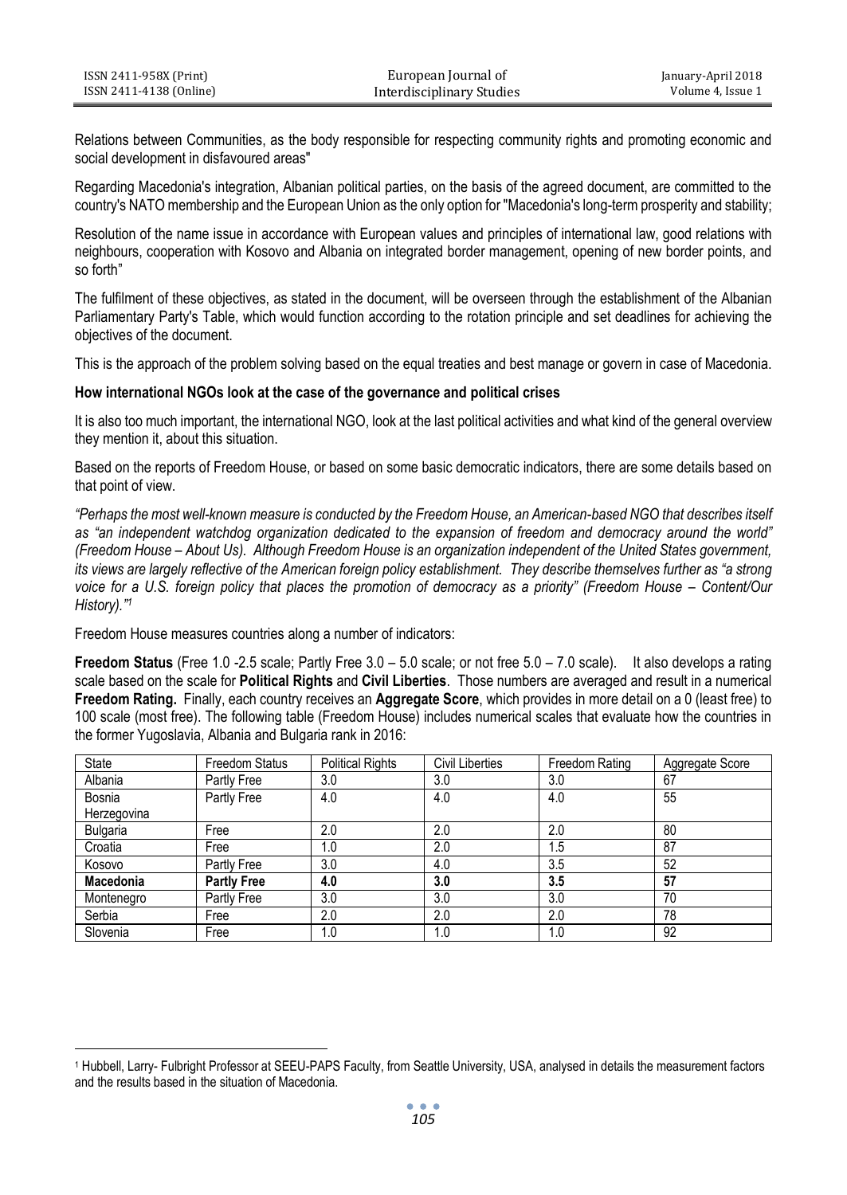Relations between Communities, as the body responsible for respecting community rights and promoting economic and social development in disfavoured areas"

Regarding Macedonia's integration, Albanian political parties, on the basis of the agreed document, are committed to the country's NATO membership and the European Union as the only option for "Macedonia's long-term prosperity and stability;

Resolution of the name issue in accordance with European values and principles of international law, good relations with neighbours, cooperation with Kosovo and Albania on integrated border management, opening of new border points, and so forth"

The fulfilment of these objectives, as stated in the document, will be overseen through the establishment of the Albanian Parliamentary Party's Table, which would function according to the rotation principle and set deadlines for achieving the objectives of the document.

This is the approach of the problem solving based on the equal treaties and best manage or govern in case of Macedonia.

**How international NGOs look at the case of the governance and political crises**

It is also too much important, the international NGO, look at the last political activities and what kind of the general overview they mention it, about this situation.

Based on the reports of Freedom House, or based on some basic democratic indicators, there are some details based on that point of view.

*"Perhaps the most well-known measure is conducted by the Freedom House, an American-based NGO that describes itself as "an independent watchdog organization dedicated to the expansion of freedom and democracy around the world" (Freedom House – About Us). Although Freedom House is an organization independent of the United States government, its views are largely reflective of the American foreign policy establishment. They describe themselves further as "a strong voice for a U.S. foreign policy that places the promotion of democracy as a priority" (Freedom House – Content/Our History)."*[1]

Freedom House measures countries along a number of indicators:

**Freedom Status** (Free 1.0 -2.5 scale; Partly Free 3.0 – 5.0 scale; or not free 5.0 – 7.0 scale). It also develops a rating scale based on the scale for **Political Rights** and **Civil Liberties**. Those numbers are averaged and result in a numerical **Freedom Rating.** Finally, each country receives an **Aggregate Score**, which provides in more detail on a 0 (least free) to 100 scale (most free). The following table (Freedom House) includes numerical scales that evaluate how the countries in the former Yugoslavia, Albania and Bulgaria rank in 2016:

| State | Freedom Status | Political Rights | Civil Liberties | Freedom Rating | Aggregate Score |
|---|---|---|---|---|---|
| Albania | Partly Free | 3.0 | 3.0 | 3.0 | 67 |
| Bosnia Herzegovina | Partly Free | 4.0 | 4.0 | 4.0 | 55 |
| Bulgaria | Free | 2.0 | 2.0 | 2.0 | 80 |
| Croatia | Free | 1.0 | 2.0 | 1.5 | 87 |
| Kosovo | Partly Free | 3.0 | 4.0 | 3.5 | 52 |
| **Macedonia** | **Partly Free** | **4.0** | **3.0** | **3.5** | **57** |
| Montenegro | Partly Free | 3.0 | 3.0 | 3.0 | 70 |
| Serbia | Free | 2.0 | 2.0 | 2.0 | 78 |
| Slovenia | Free | 1.0 | 1.0 | 1.0 | 92 |

[1] Hubbell, Larry- Fulbright Professor at SEEU-PAPS Faculty, from Seattle University, USA, analysed in details the measurement factors and the results based in the situation of Macedonia.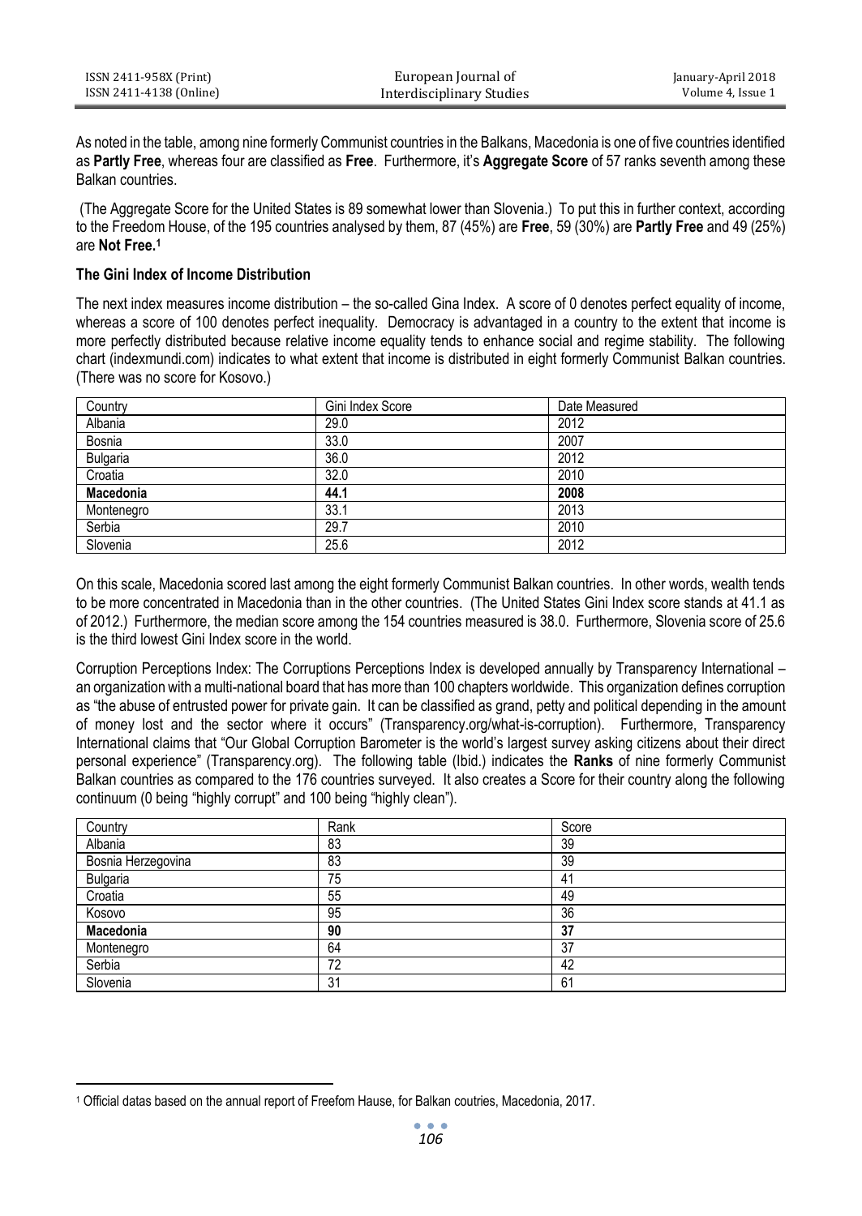As noted in the table, among nine formerly Communist countries in the Balkans, Macedonia is one of five countries identified as **Partly Free**, whereas four are classified as **Free**. Furthermore, it's **Aggregate Score** of 57 ranks seventh among these Balkan countries.

(The Aggregate Score for the United States is 89 somewhat lower than Slovenia.) To put this in further context, according to the Freedom House, of the 195 countries analysed by them, 87 (45%) are **Free**, 59 (30%) are **Partly Free** and 49 (25%) are **Not Free.**[1]

**The Gini Index of Income Distribution**

The next index measures income distribution – the so-called Gina Index. A score of 0 denotes perfect equality of income, whereas a score of 100 denotes perfect inequality. Democracy is advantaged in a country to the extent that income is more perfectly distributed because relative income equality tends to enhance social and regime stability. The following chart (indexmundi.com) indicates to what extent that income is distributed in eight formerly Communist Balkan countries. (There was no score for Kosovo.)

| Country | Gini Index Score | Date Measured |
|---|---|---|
| Albania | 29.0 | 2012 |
| Bosnia | 33.0 | 2007 |
| Bulgaria | 36.0 | 2012 |
| Croatia | 32.0 | 2010 |
| **Macedonia** | **44.1** | **2008** |
| Montenegro | 33.1 | 2013 |
| Serbia | 29.7 | 2010 |
| Slovenia | 25.6 | 2012 |

On this scale, Macedonia scored last among the eight formerly Communist Balkan countries. In other words, wealth tends to be more concentrated in Macedonia than in the other countries. (The United States Gini Index score stands at 41.1 as of 2012.) Furthermore, the median score among the 154 countries measured is 38.0. Furthermore, Slovenia score of 25.6 is the third lowest Gini Index score in the world.

Corruption Perceptions Index: The Corruptions Perceptions Index is developed annually by Transparency International – an organization with a multi-national board that has more than 100 chapters worldwide. This organization defines corruption as "the abuse of entrusted power for private gain. It can be classified as grand, petty and political depending in the amount of money lost and the sector where it occurs" (Transparency.org/what-is-corruption). Furthermore, Transparency International claims that "Our Global Corruption Barometer is the world's largest survey asking citizens about their direct personal experience" (Transparency.org). The following table (Ibid.) indicates the **Ranks** of nine formerly Communist Balkan countries as compared to the 176 countries surveyed. It also creates a Score for their country along the following continuum (0 being "highly corrupt" and 100 being "highly clean").

| Country | Rank | Score |
|---|---|---|
| Albania | 83 | 39 |
| Bosnia Herzegovina | 83 | 39 |
| Bulgaria | 75 | 41 |
| Croatia | 55 | 49 |
| Kosovo | 95 | 36 |
| **Macedonia** | **90** | **37** |
| Montenegro | 64 | 37 |
| Serbia | 72 | 42 |
| Slovenia | 31 | 61 |

[1] Official datas based on the annual report of Freefom Hause, for Balkan coutries, Macedonia, 2017.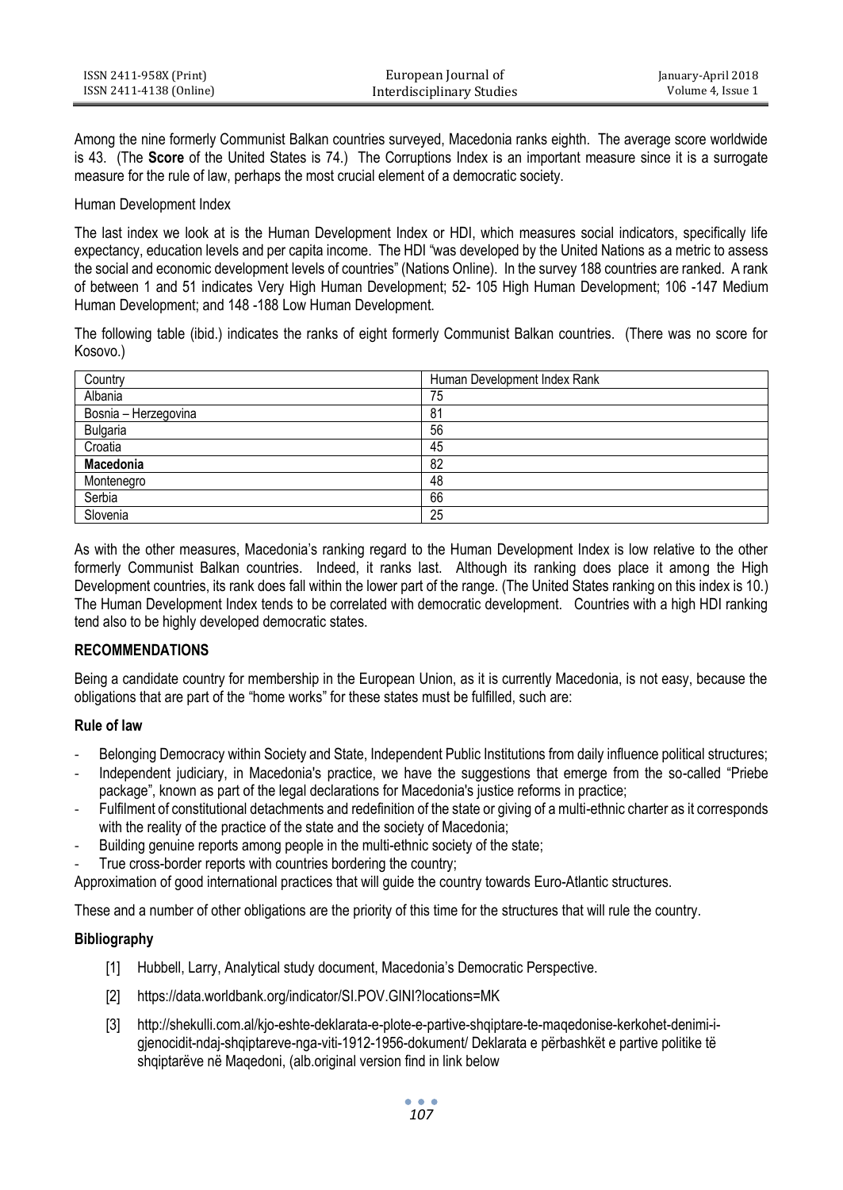Among the nine formerly Communist Balkan countries surveyed, Macedonia ranks eighth. The average score worldwide is 43. (The **Score** of the United States is 74.) The Corruptions Index is an important measure since it is a surrogate measure for the rule of law, perhaps the most crucial element of a democratic society.

Human Development Index

The last index we look at is the Human Development Index or HDI, which measures social indicators, specifically life expectancy, education levels and per capita income. The HDI "was developed by the United Nations as a metric to assess the social and economic development levels of countries" (Nations Online). In the survey 188 countries are ranked. A rank of between 1 and 51 indicates Very High Human Development; 52- 105 High Human Development; 106 -147 Medium Human Development; and 148 -188 Low Human Development.

The following table (ibid.) indicates the ranks of eight formerly Communist Balkan countries. (There was no score for Kosovo.)

| Country | Human Development Index Rank |
|---|---|
| Albania | 75 |
| Bosnia – Herzegovina | 81 |
| Bulgaria | 56 |
| Croatia | 45 |
| **Macedonia** | 82 |
| Montenegro | 48 |
| Serbia | 66 |
| Slovenia | 25 |

As with the other measures, Macedonia's ranking regard to the Human Development Index is low relative to the other formerly Communist Balkan countries. Indeed, it ranks last. Although its ranking does place it among the High Development countries, its rank does fall within the lower part of the range. (The United States ranking on this index is 10.) The Human Development Index tends to be correlated with democratic development. Countries with a high HDI ranking tend also to be highly developed democratic states.

## RECOMMENDATIONS

Being a candidate country for membership in the European Union, as it is currently Macedonia, is not easy, because the obligations that are part of the "home works" for these states must be fulfilled, such are:

### Rule of law

- Belonging Democracy within Society and State, Independent Public Institutions from daily influence political structures;
- Independent judiciary, in Macedonia's practice, we have the suggestions that emerge from the so-called "Priebe package", known as part of the legal declarations for Macedonia's justice reforms in practice;
- Fulfilment of constitutional detachments and redefinition of the state or giving of a multi-ethnic charter as it corresponds with the reality of the practice of the state and the society of Macedonia;
- Building genuine reports among people in the multi-ethnic society of the state;
- True cross-border reports with countries bordering the country;

Approximation of good international practices that will guide the country towards Euro-Atlantic structures.

These and a number of other obligations are the priority of this time for the structures that will rule the country.

### Bibliography

[1] Hubbell, Larry, Analytical study document, Macedonia's Democratic Perspective.

[2] https://data.worldbank.org/indicator/SI.POV.GINI?locations=MK

[3] http://shekulli.com.al/kjo-eshte-deklarata-e-plote-e-partive-shqiptare-te-maqedonise-kerkohet-denimi-i-gjenocidit-ndaj-shqiptareve-nga-viti-1912-1956-dokument/ Deklarata e përbashkët e partive politike të shqiptarëve në Maqedoni, (alb.original version find in link below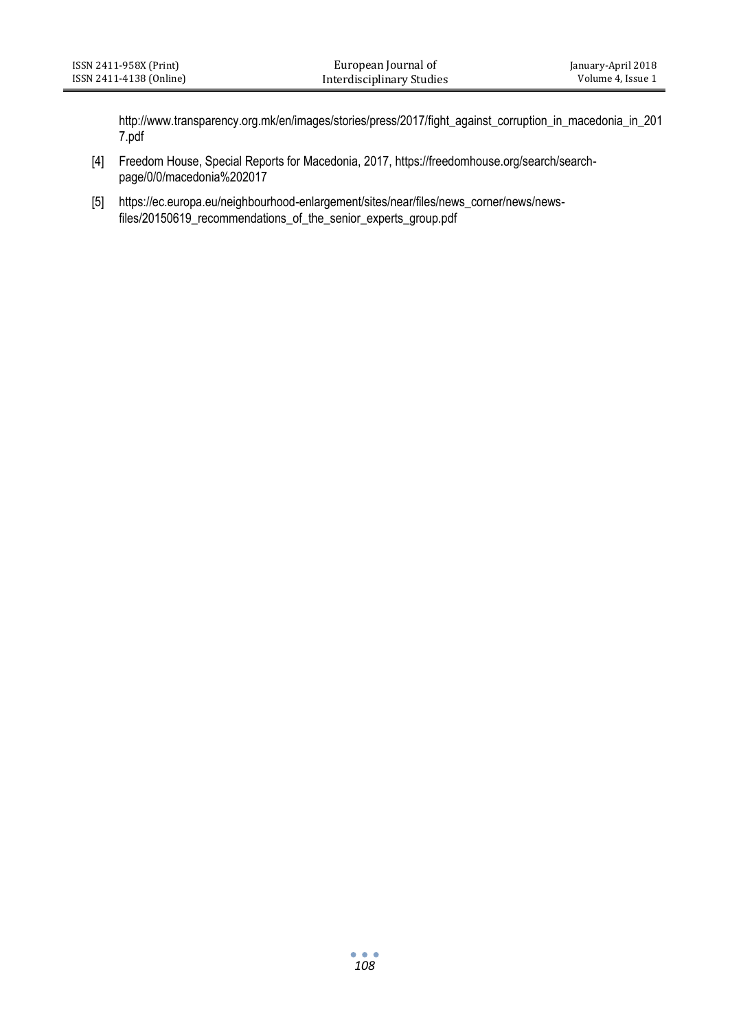http://www.transparency.org.mk/en/images/stories/press/2017/fight_against_corruption_in_macedonia_in_2017.pdf

[4] Freedom House, Special Reports for Macedonia, 2017, https://freedomhouse.org/search/search-page/0/0/macedonia%202017

[5] https://ec.europa.eu/neighbourhood-enlargement/sites/near/files/news_corner/news/news-files/20150619_recommendations_of_the_senior_experts_group.pdf